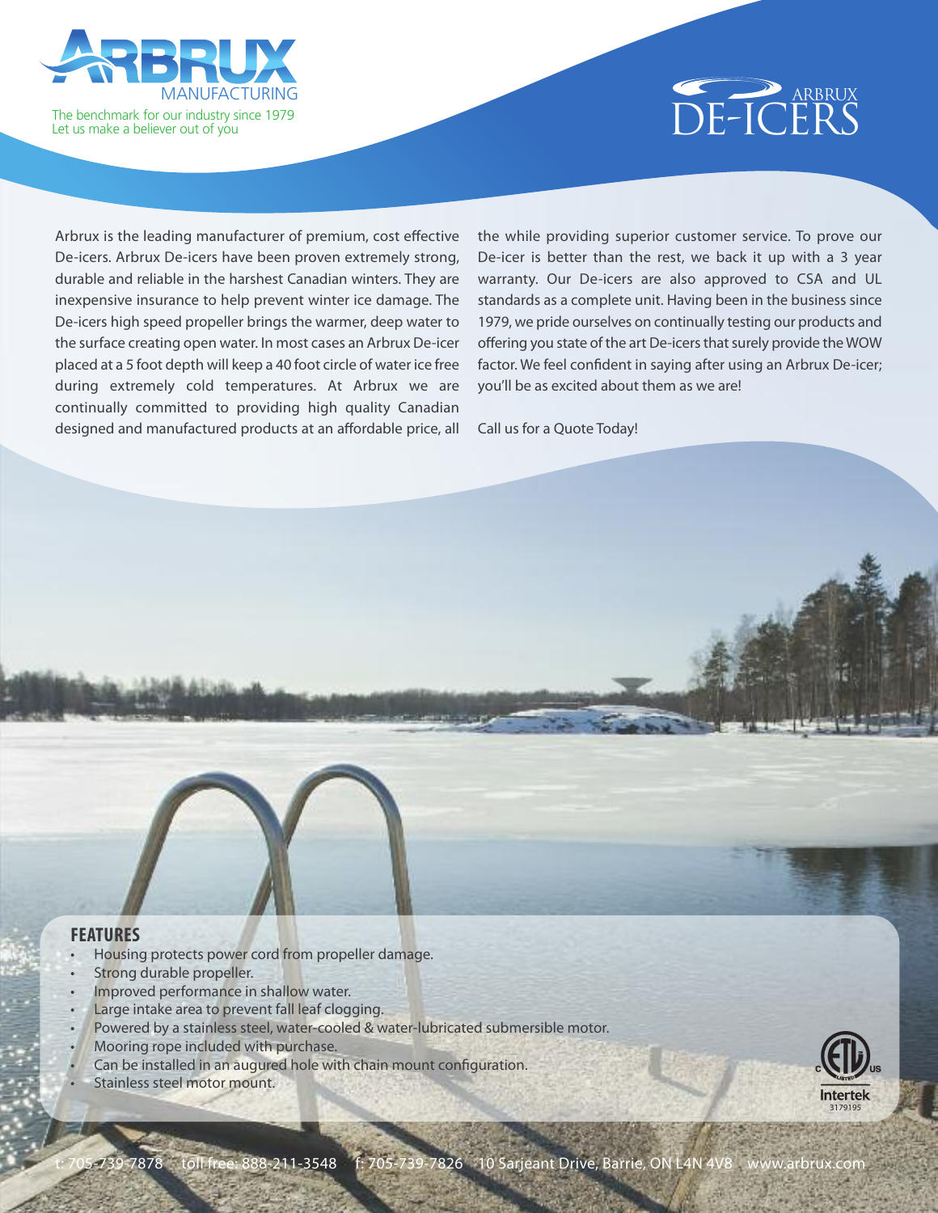# ARBRUX MANUFACTURING

The benchmark for our industry since 1979
Let us make a believer out of you

## ARBRUX DE-ICERS

Arbrux is the leading manufacturer of premium, cost effective De-icers. Arbrux De-icers have been proven extremely strong, durable and reliable in the harshest Canadian winters. They are inexpensive insurance to help prevent winter ice damage. The De-icers high speed propeller brings the warmer, deep water to the surface creating open water. In most cases an Arbrux De-icer placed at a 5 foot depth will keep a 40 foot circle of water ice free during extremely cold temperatures. At Arbrux we are continually committed to providing high quality Canadian designed and manufactured products at an affordable price, all the while providing superior customer service. To prove our De-icer is better than the rest, we back it up with a 3 year warranty. Our De-icers are also approved to CSA and UL standards as a complete unit. Having been in the business since 1979, we pride ourselves on continually testing our products and offering you state of the art De-icers that surely provide the WOW factor. We feel confident in saying after using an Arbrux De-icer; you'll be as excited about them as we are!

Call us for a Quote Today!

## FEATURES

- Housing protects power cord from propeller damage.
- Strong durable propeller.
- Improved performance in shallow water.
- Large intake area to prevent fall leaf clogging.
- Powered by a stainless steel, water-cooled & water-lubricated submersible motor.
- Mooring rope included with purchase.
- Can be installed in an augured hole with chain mount configuration.
- Stainless steel motor mount.

C ETL LISTED US Intertek 3179195

t: 705-739-7878 toll free: 888-211-3548 f: 705-739-7826 10 Sarjeant Drive, Barrie, ON L4N 4V8 www.arbrux.com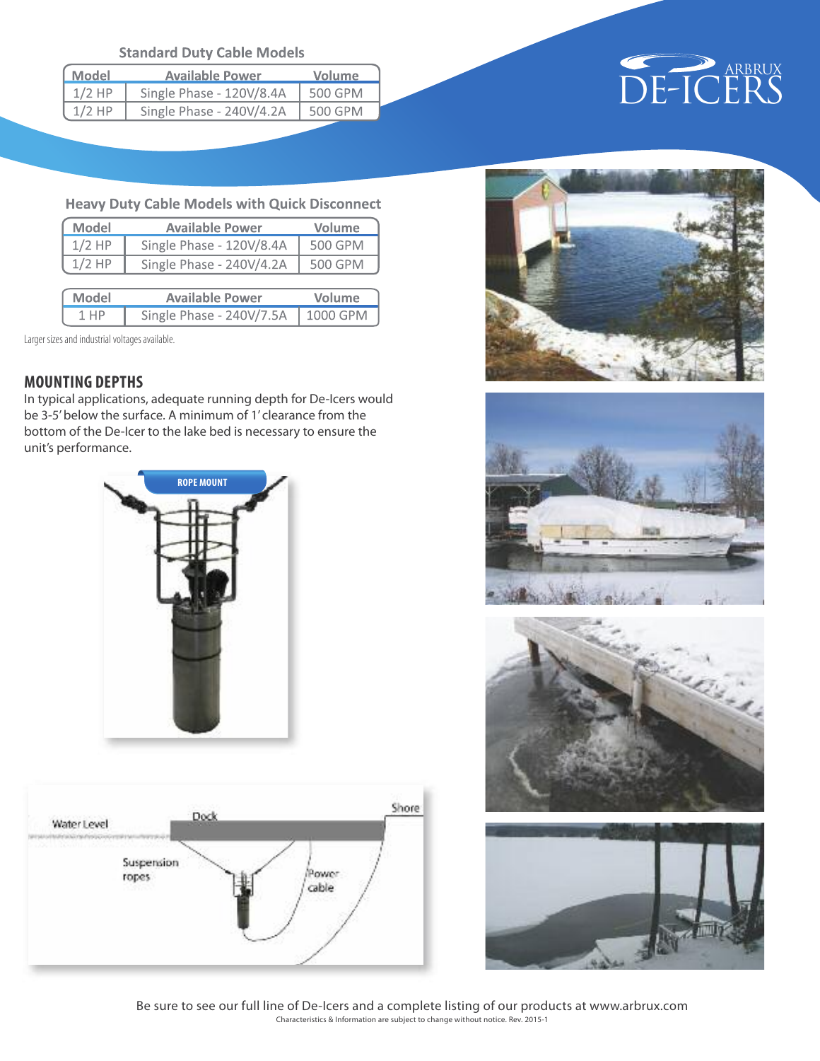## Standard Duty Cable Models

| Model | Available Power | Volume |
|---|---|---|
| 1/2 HP | Single Phase - 120V/8.4A | 500 GPM |
| 1/2 HP | Single Phase - 240V/4.2A | 500 GPM |

ARBRUX DE-ICERS

## Heavy Duty Cable Models with Quick Disconnect

| Model | Available Power | Volume |
|---|---|---|
| 1/2 HP | Single Phase - 120V/8.4A | 500 GPM |
| 1/2 HP | Single Phase - 240V/4.2A | 500 GPM |

| Model | Available Power | Volume |
|---|---|---|
| 1 HP | Single Phase - 240V/7.5A | 1000 GPM |

Larger sizes and industrial voltages available.

## MOUNTING DEPTHS

In typical applications, adequate running depth for De-Icers would be 3-5' below the surface. A minimum of 1' clearance from the bottom of the De-Icer to the lake bed is necessary to ensure the unit's performance.

ROPE MOUNT

Water Level
Dock
Shore
Suspension ropes
Power cable

Be sure to see our full line of De-Icers and a complete listing of our products at www.arbrux.com

Characteristics & Information are subject to change without notice. Rev. 2015-1